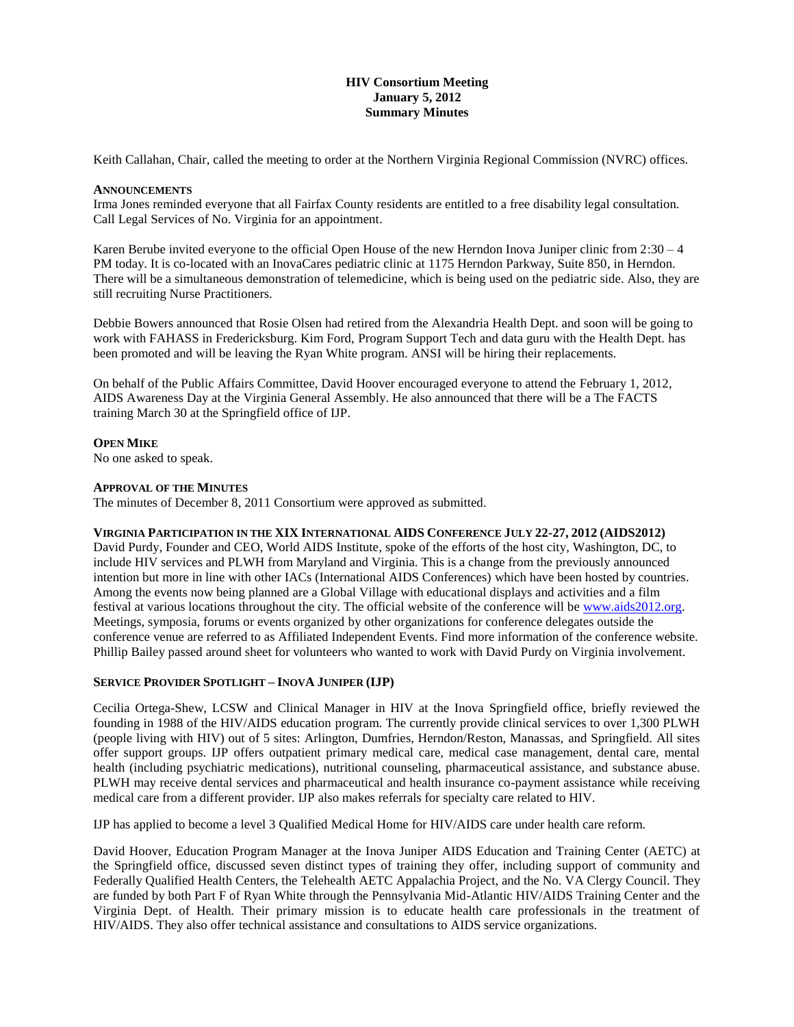# HIV Consortium Meeting
## January 5, 2012
## Summary Minutes

Keith Callahan, Chair, called the meeting to order at the Northern Virginia Regional Commission (NVRC) offices.

### ANNOUNCEMENTS

Irma Jones reminded everyone that all Fairfax County residents are entitled to a free disability legal consultation. Call Legal Services of No. Virginia for an appointment.

Karen Berube invited everyone to the official Open House of the new Herndon Inova Juniper clinic from 2:30 – 4 PM today. It is co-located with an InovaCares pediatric clinic at 1175 Herndon Parkway, Suite 850, in Herndon. There will be a simultaneous demonstration of telemedicine, which is being used on the pediatric side. Also, they are still recruiting Nurse Practitioners.

Debbie Bowers announced that Rosie Olsen had retired from the Alexandria Health Dept. and soon will be going to work with FAHASS in Fredericksburg. Kim Ford, Program Support Tech and data guru with the Health Dept. has been promoted and will be leaving the Ryan White program. ANSI will be hiring their replacements.

On behalf of the Public Affairs Committee, David Hoover encouraged everyone to attend the February 1, 2012, AIDS Awareness Day at the Virginia General Assembly. He also announced that there will be a The FACTS training March 30 at the Springfield office of IJP.

### OPEN MIKE

No one asked to speak.

### APPROVAL OF THE MINUTES

The minutes of December 8, 2011 Consortium were approved as submitted.

### VIRGINIA PARTICIPATION IN THE XIX INTERNATIONAL AIDS CONFERENCE JULY 22-27, 2012 (AIDS2012)

David Purdy, Founder and CEO, World AIDS Institute, spoke of the efforts of the host city, Washington, DC, to include HIV services and PLWH from Maryland and Virginia. This is a change from the previously announced intention but more in line with other IACs (International AIDS Conferences) which have been hosted by countries. Among the events now being planned are a Global Village with educational displays and activities and a film festival at various locations throughout the city. The official website of the conference will be www.aids2012.org. Meetings, symposia, forums or events organized by other organizations for conference delegates outside the conference venue are referred to as Affiliated Independent Events. Find more information of the conference website. Phillip Bailey passed around sheet for volunteers who wanted to work with David Purdy on Virginia involvement.

### SERVICE PROVIDER SPOTLIGHT – INOVA JUNIPER (IJP)

Cecilia Ortega-Shew, LCSW and Clinical Manager in HIV at the Inova Springfield office, briefly reviewed the founding in 1988 of the HIV/AIDS education program. The currently provide clinical services to over 1,300 PLWH (people living with HIV) out of 5 sites: Arlington, Dumfries, Herndon/Reston, Manassas, and Springfield. All sites offer support groups. IJP offers outpatient primary medical care, medical case management, dental care, mental health (including psychiatric medications), nutritional counseling, pharmaceutical assistance, and substance abuse. PLWH may receive dental services and pharmaceutical and health insurance co-payment assistance while receiving medical care from a different provider. IJP also makes referrals for specialty care related to HIV.

IJP has applied to become a level 3 Qualified Medical Home for HIV/AIDS care under health care reform.

David Hoover, Education Program Manager at the Inova Juniper AIDS Education and Training Center (AETC) at the Springfield office, discussed seven distinct types of training they offer, including support of community and Federally Qualified Health Centers, the Telehealth AETC Appalachia Project, and the No. VA Clergy Council. They are funded by both Part F of Ryan White through the Pennsylvania Mid-Atlantic HIV/AIDS Training Center and the Virginia Dept. of Health. Their primary mission is to educate health care professionals in the treatment of HIV/AIDS. They also offer technical assistance and consultations to AIDS service organizations.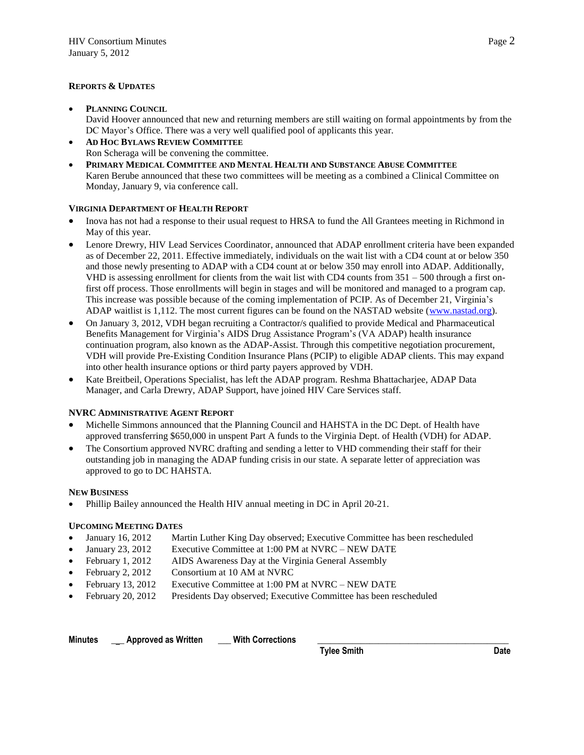### Reports & Updates

- **Planning Council**
  David Hoover announced that new and returning members are still waiting on formal appointments by from the DC Mayor's Office. There was a very well qualified pool of applicants this year.
- **Ad Hoc Bylaws Review Committee**
  Ron Scheraga will be convening the committee.
- **Primary Medical Committee and Mental Health and Substance Abuse Committee**
  Karen Berube announced that these two committees will be meeting as a combined a Clinical Committee on Monday, January 9, via conference call.

### Virginia Department of Health Report

- Inova has not had a response to their usual request to HRSA to fund the All Grantees meeting in Richmond in May of this year.
- Lenore Drewry, HIV Lead Services Coordinator, announced that ADAP enrollment criteria have been expanded as of December 22, 2011. Effective immediately, individuals on the wait list with a CD4 count at or below 350 and those newly presenting to ADAP with a CD4 count at or below 350 may enroll into ADAP. Additionally, VHD is assessing enrollment for clients from the wait list with CD4 counts from 351 – 500 through a first on-first off process. Those enrollments will begin in stages and will be monitored and managed to a program cap. This increase was possible because of the coming implementation of PCIP. As of December 21, Virginia's ADAP waitlist is 1,112. The most current figures can be found on the NASTAD website (www.nastad.org).
- On January 3, 2012, VDH began recruiting a Contractor/s qualified to provide Medical and Pharmaceutical Benefits Management for Virginia's AIDS Drug Assistance Program's (VA ADAP) health insurance continuation program, also known as the ADAP-Assist. Through this competitive negotiation procurement, VDH will provide Pre-Existing Condition Insurance Plans (PCIP) to eligible ADAP clients. This may expand into other health insurance options or third party payers approved by VDH.
- Kate Breitbeil, Operations Specialist, has left the ADAP program. Reshma Bhattacharjee, ADAP Data Manager, and Carla Drewry, ADAP Support, have joined HIV Care Services staff.

### NVRC Administrative Agent Report

- Michelle Simmons announced that the Planning Council and HAHSTA in the DC Dept. of Health have approved transferring $650,000 in unspent Part A funds to the Virginia Dept. of Health (VDH) for ADAP.
- The Consortium approved NVRC drafting and sending a letter to VHD commending their staff for their outstanding job in managing the ADAP funding crisis in our state. A separate letter of appreciation was approved to go to DC HAHSTA.

### New Business

- Phillip Bailey announced the Health HIV annual meeting in DC in April 20-21.

### Upcoming Meeting Dates

- January 16, 2012 — Martin Luther King Day observed; Executive Committee has been rescheduled
- January 23, 2012 — Executive Committee at 1:00 PM at NVRC – NEW DATE
- February 1, 2012 — AIDS Awareness Day at the Virginia General Assembly
- February 2, 2012 — Consortium at 10 AM at NVRC
- February 13, 2012 — Executive Committee at 1:00 PM at NVRC – NEW DATE
- February 20, 2012 — Presidents Day observed; Executive Committee has been rescheduled

**Minutes** ___ **Approved as Written** ___ **With Corrections** ____________________________________

**Tylee Smith** **Date**